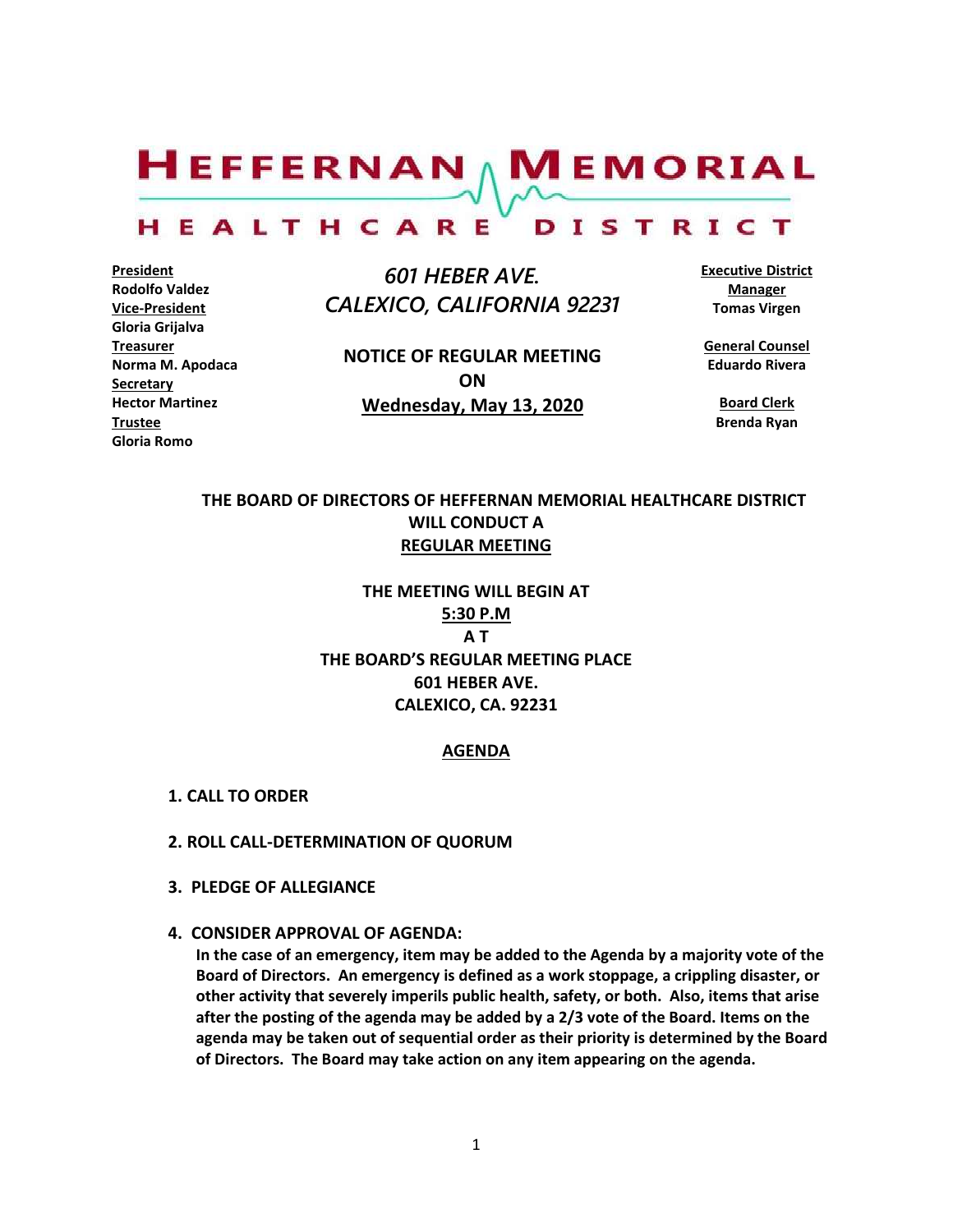# HEFFERNAN MEMORIAL HEALTHCARE DISTRICT

**President**
**Rodolfo Valdez**
**Vice-President**
**Gloria Grijalva**
**Treasurer**
**Norma M. Apodaca**
**Secretary**
**Hector Martinez**
**Trustee**
**Gloria Romo**

*601 HEBER AVE.*
*CALEXICO, CALIFORNIA 92231*

**NOTICE OF REGULAR MEETING**
**ON**
**Wednesday, May 13, 2020**

**Executive District Manager**
**Tomas Virgen**

**General Counsel**
**Eduardo Rivera**

**Board Clerk**
**Brenda Ryan**

**THE BOARD OF DIRECTORS OF HEFFERNAN MEMORIAL HEALTHCARE DISTRICT WILL CONDUCT A REGULAR MEETING**

**THE MEETING WILL BEGIN AT**
**5:30 P.M**
**A T**
**THE BOARD'S REGULAR MEETING PLACE**
**601 HEBER AVE.**
**CALEXICO, CA. 92231**

## AGENDA

1. **CALL TO ORDER**

2. **ROLL CALL-DETERMINATION OF QUORUM**

3. **PLEDGE OF ALLEGIANCE**

4. **CONSIDER APPROVAL OF AGENDA:**
   **In the case of an emergency, item may be added to the Agenda by a majority vote of the Board of Directors. An emergency is defined as a work stoppage, a crippling disaster, or other activity that severely imperils public health, safety, or both. Also, items that arise after the posting of the agenda may be added by a 2/3 vote of the Board. Items on the agenda may be taken out of sequential order as their priority is determined by the Board of Directors. The Board may take action on any item appearing on the agenda.**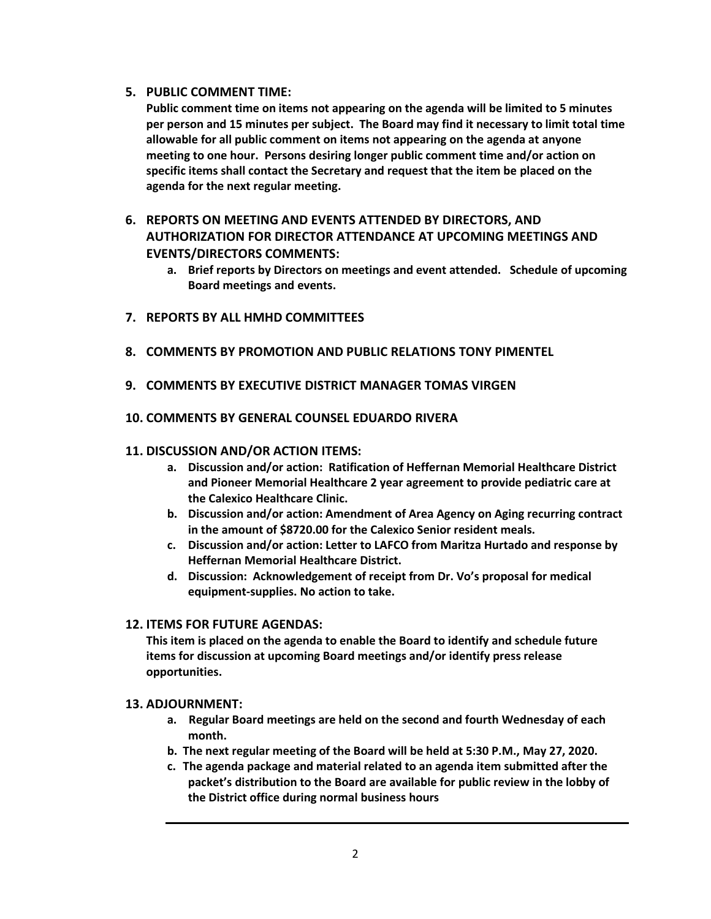5. **PUBLIC COMMENT TIME:**

   **Public comment time on items not appearing on the agenda will be limited to 5 minutes per person and 15 minutes per subject. The Board may find it necessary to limit total time allowable for all public comment on items not appearing on the agenda at anyone meeting to one hour. Persons desiring longer public comment time and/or action on specific items shall contact the Secretary and request that the item be placed on the agenda for the next regular meeting.**

6. **REPORTS ON MEETING AND EVENTS ATTENDED BY DIRECTORS, AND AUTHORIZATION FOR DIRECTOR ATTENDANCE AT UPCOMING MEETINGS AND EVENTS/DIRECTORS COMMENTS:**
   a. **Brief reports by Directors on meetings and event attended. Schedule of upcoming Board meetings and events.**

7. **REPORTS BY ALL HMHD COMMITTEES**

8. **COMMENTS BY PROMOTION AND PUBLIC RELATIONS TONY PIMENTEL**

9. **COMMENTS BY EXECUTIVE DISTRICT MANAGER TOMAS VIRGEN**

10. **COMMENTS BY GENERAL COUNSEL EDUARDO RIVERA**

11. **DISCUSSION AND/OR ACTION ITEMS:**
    a. **Discussion and/or action: Ratification of Heffernan Memorial Healthcare District and Pioneer Memorial Healthcare 2 year agreement to provide pediatric care at the Calexico Healthcare Clinic.**
    b. **Discussion and/or action: Amendment of Area Agency on Aging recurring contract in the amount of $8720.00 for the Calexico Senior resident meals.**
    c. **Discussion and/or action: Letter to LAFCO from Maritza Hurtado and response by Heffernan Memorial Healthcare District.**
    d. **Discussion: Acknowledgement of receipt from Dr. Vo's proposal for medical equipment-supplies. No action to take.**

12. **ITEMS FOR FUTURE AGENDAS:**

    **This item is placed on the agenda to enable the Board to identify and schedule future items for discussion at upcoming Board meetings and/or identify press release opportunities.**

13. **ADJOURNMENT:**
    a. **Regular Board meetings are held on the second and fourth Wednesday of each month.**
    b. **The next regular meeting of the Board will be held at 5:30 P.M., May 27, 2020.**
    c. **The agenda package and material related to an agenda item submitted after the packet's distribution to the Board are available for public review in the lobby of the District office during normal business hours**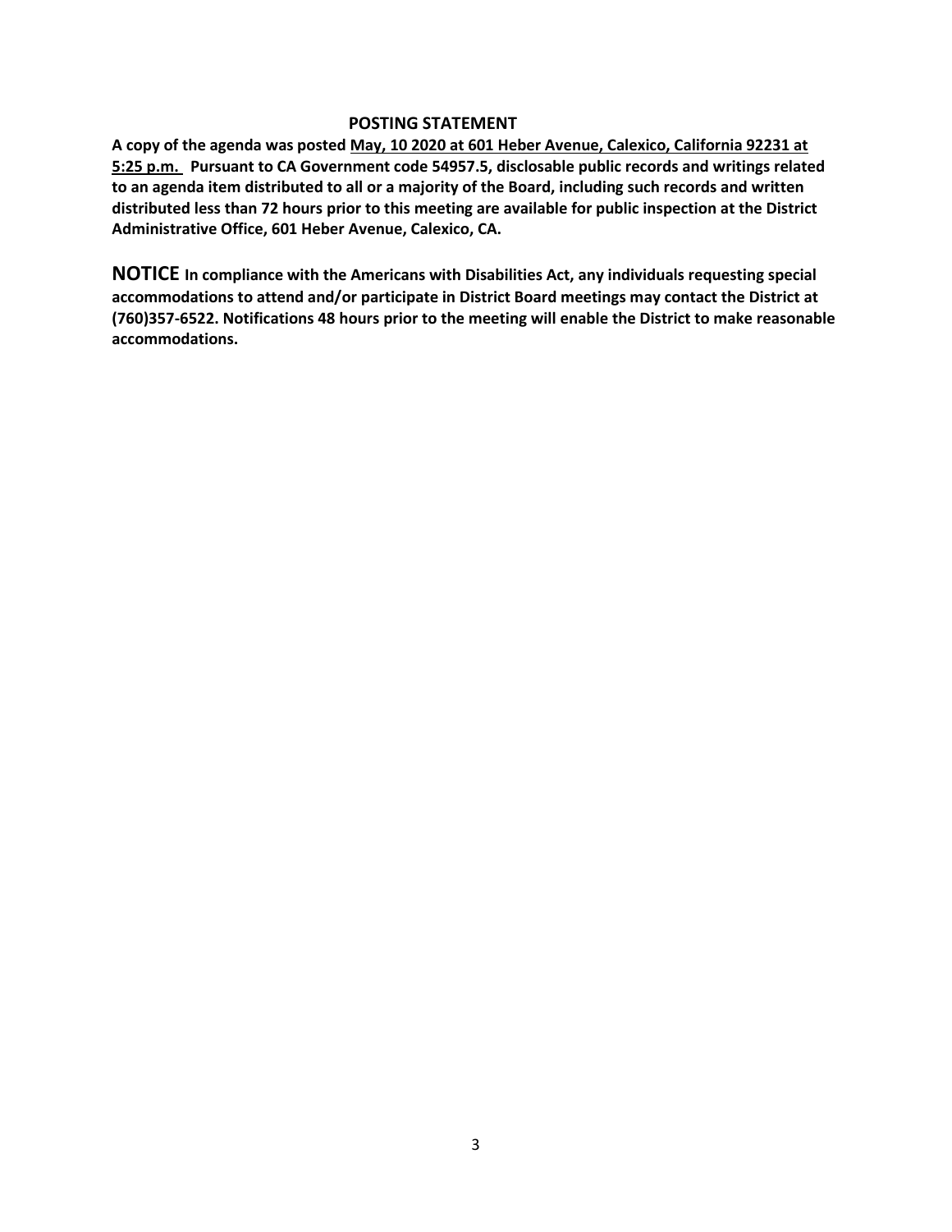## POSTING STATEMENT

**A copy of the agenda was posted May, 10 2020 at 601 Heber Avenue, Calexico, California 92231 at 5:25 p.m. Pursuant to CA Government code 54957.5, disclosable public records and writings related to an agenda item distributed to all or a majority of the Board, including such records and written distributed less than 72 hours prior to this meeting are available for public inspection at the District Administrative Office, 601 Heber Avenue, Calexico, CA.**

**NOTICE In compliance with the Americans with Disabilities Act, any individuals requesting special accommodations to attend and/or participate in District Board meetings may contact the District at (760)357-6522. Notifications 48 hours prior to the meeting will enable the District to make reasonable accommodations.**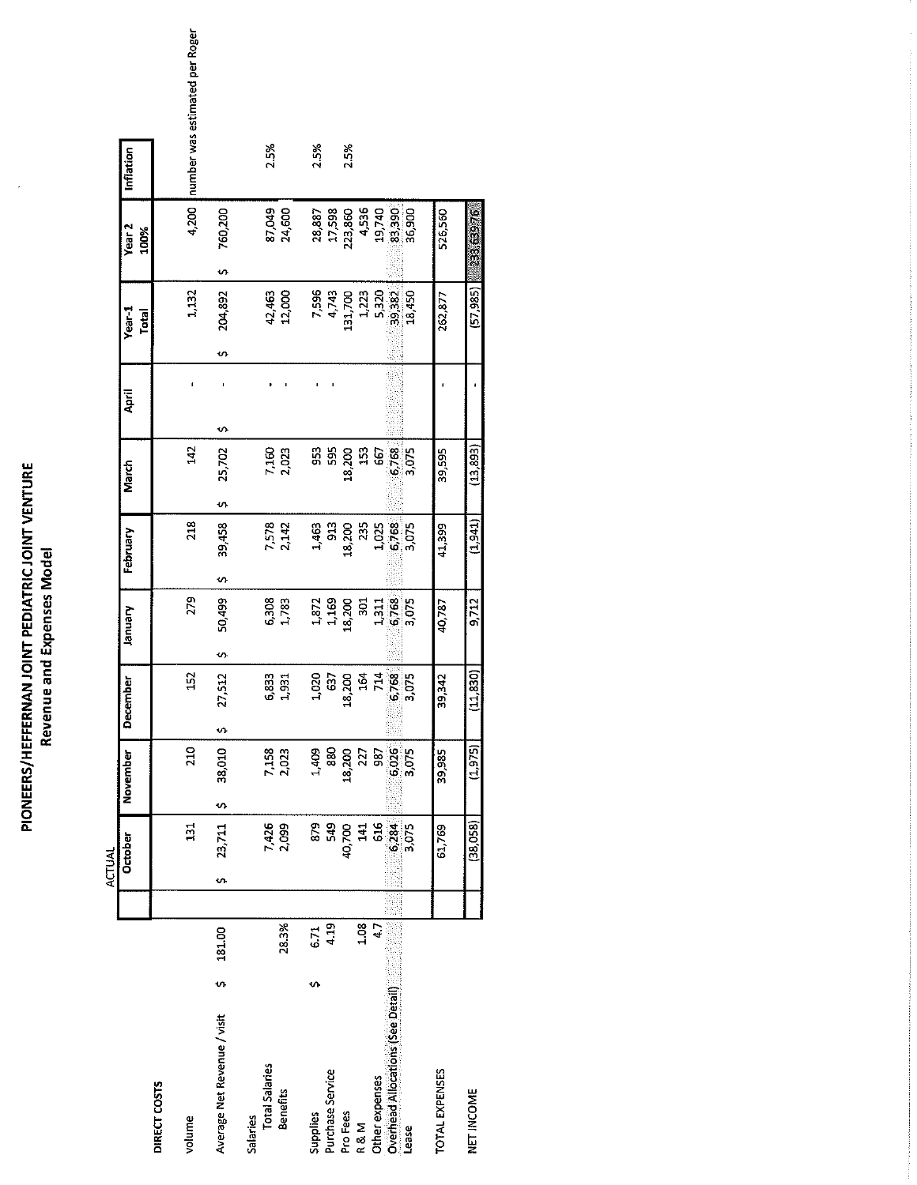# PIONEERS/HEFFERNAN JOINT PEDIATRIC JOINT VENTURE

## Revenue and Expenses Model

| | | ACTUAL October | November | December | January | February | March | April | Year-1 Total | Year 2 100% | Inflation |
|---|---|---|---|---|---|---|---|---|---|---|---|
| **DIRECT COSTS** | | | | | | | | | | | |
| volume | | 131 | 210 | 152 | 279 | 218 | 142 | - | 1,132 | 4,200 | number was estimated per Roger |
| Average Net Revenue / visit | $ 181.00 | $ 23,711 | $ 38,010 | $ 27,512 | $ 50,499 | $ 39,458 | $ 25,702 | $ - | $ 204,892 | $ 760,200 | |
| Salaries | | | | | | | | | | | |
| Total Salaries | | 7,426 | 7,158 | 6,833 | 6,308 | 7,578 | 7,160 | - | 42,463 | 87,049 | 2.5% |
| Benefits | 28.3% | 2,099 | 2,023 | 1,931 | 1,783 | 2,142 | 2,023 | - | 12,000 | 24,600 | |
| Supplies | $ 6.71 | 879 | 1,409 | 1,020 | 1,872 | 1,463 | 953 | - | 7,596 | 28,887 | 2.5% |
| Purchase Service | 4.19 | 549 | 880 | 637 | 1,169 | 913 | 595 | - | 4,743 | 17,598 | |
| Pro Fees | | 40,700 | 18,200 | 18,200 | 18,200 | 18,200 | 18,200 | | 131,700 | 223,860 | 2.5% |
| R & M | 1.08 | 141 | 227 | 164 | 301 | 235 | 153 | | 1,223 | 4,536 | |
| Other expenses | 4.7 | 616 | 987 | 714 | 1,311 | 1,025 | 667 | | 5,320 | 19,740 | |
| Overhead Allocations (See Detail) | | 6,284 | 6,026 | 6,768 | 6,768 | 6,768 | 6,768 | | 39,382 | 83,390 | |
| Lease | | 3,075 | 3,075 | 3,075 | 3,075 | 3,075 | 3,075 | | 18,450 | 36,900 | |
| TOTAL EXPENSES | | 61,769 | 39,985 | 39,342 | 40,787 | 41,399 | 39,595 | - | 262,877 | 526,560 | |
| NET INCOME | | (38,058) | (1,975) | (11,830) | 9,712 | (1,941) | (13,893) | - | (57,985) | 233,639.76 | |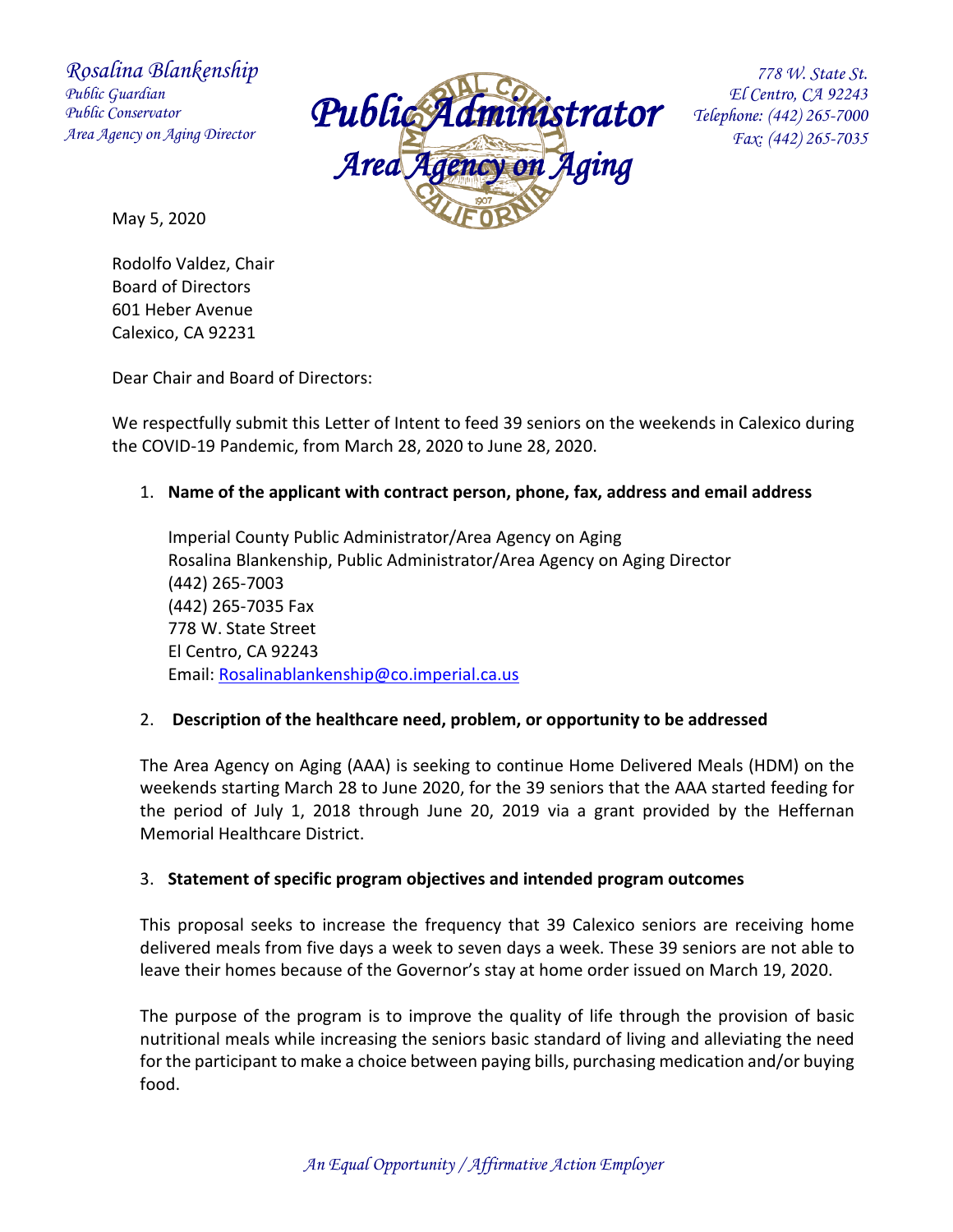*Rosalina Blankenship*
*Public Guardian*
*Public Conservator*
*Area Agency on Aging Director*

# *Public Administrator*
## *Area Agency on Aging*

*778 W. State St.*
*El Centro, CA 92243*
*Telephone: (442) 265-7000*
*Fax: (442) 265-7035*

May 5, 2020

Rodolfo Valdez, Chair
Board of Directors
601 Heber Avenue
Calexico, CA 92231

Dear Chair and Board of Directors:

We respectfully submit this Letter of Intent to feed 39 seniors on the weekends in Calexico during the COVID-19 Pandemic, from March 28, 2020 to June 28, 2020.

1. **Name of the applicant with contract person, phone, fax, address and email address**

   Imperial County Public Administrator/Area Agency on Aging
   Rosalina Blankenship, Public Administrator/Area Agency on Aging Director
   (442) 265-7003
   (442) 265-7035 Fax
   778 W. State Street
   El Centro, CA 92243
   Email: Rosalinablankenship@co.imperial.ca.us

2. **Description of the healthcare need, problem, or opportunity to be addressed**

   The Area Agency on Aging (AAA) is seeking to continue Home Delivered Meals (HDM) on the weekends starting March 28 to June 2020, for the 39 seniors that the AAA started feeding for the period of July 1, 2018 through June 20, 2019 via a grant provided by the Heffernan Memorial Healthcare District.

3. **Statement of specific program objectives and intended program outcomes**

   This proposal seeks to increase the frequency that 39 Calexico seniors are receiving home delivered meals from five days a week to seven days a week. These 39 seniors are not able to leave their homes because of the Governor's stay at home order issued on March 19, 2020.

   The purpose of the program is to improve the quality of life through the provision of basic nutritional meals while increasing the seniors basic standard of living and alleviating the need for the participant to make a choice between paying bills, purchasing medication and/or buying food.

*An Equal Opportunity / Affirmative Action Employer*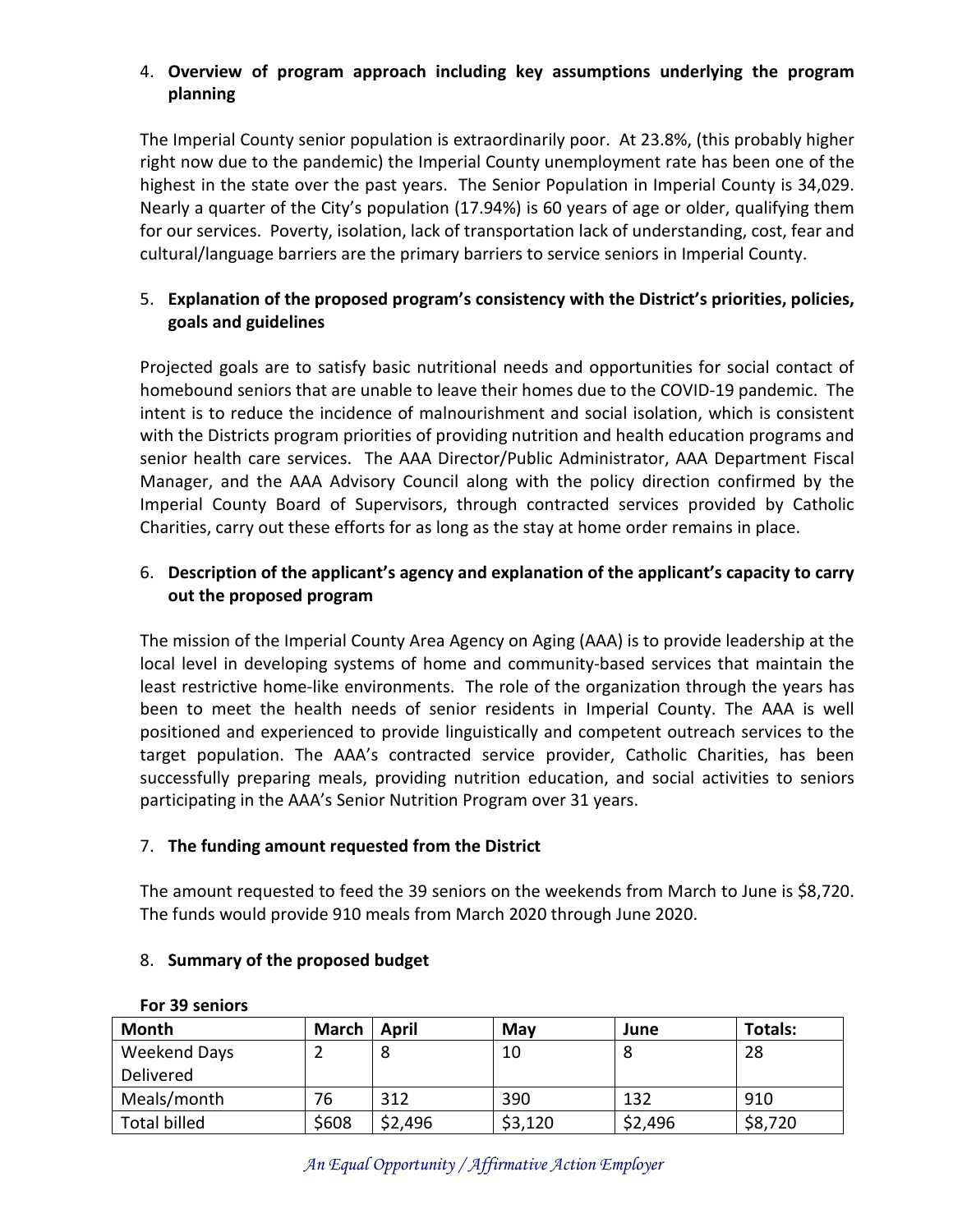4. **Overview of program approach including key assumptions underlying the program planning**

The Imperial County senior population is extraordinarily poor. At 23.8%, (this probably higher right now due to the pandemic) the Imperial County unemployment rate has been one of the highest in the state over the past years. The Senior Population in Imperial County is 34,029. Nearly a quarter of the City's population (17.94%) is 60 years of age or older, qualifying them for our services. Poverty, isolation, lack of transportation lack of understanding, cost, fear and cultural/language barriers are the primary barriers to service seniors in Imperial County.

5. **Explanation of the proposed program's consistency with the District's priorities, policies, goals and guidelines**

Projected goals are to satisfy basic nutritional needs and opportunities for social contact of homebound seniors that are unable to leave their homes due to the COVID-19 pandemic. The intent is to reduce the incidence of malnourishment and social isolation, which is consistent with the Districts program priorities of providing nutrition and health education programs and senior health care services. The AAA Director/Public Administrator, AAA Department Fiscal Manager, and the AAA Advisory Council along with the policy direction confirmed by the Imperial County Board of Supervisors, through contracted services provided by Catholic Charities, carry out these efforts for as long as the stay at home order remains in place.

6. **Description of the applicant's agency and explanation of the applicant's capacity to carry out the proposed program**

The mission of the Imperial County Area Agency on Aging (AAA) is to provide leadership at the local level in developing systems of home and community-based services that maintain the least restrictive home-like environments. The role of the organization through the years has been to meet the health needs of senior residents in Imperial County. The AAA is well positioned and experienced to provide linguistically and competent outreach services to the target population. The AAA's contracted service provider, Catholic Charities, has been successfully preparing meals, providing nutrition education, and social activities to seniors participating in the AAA's Senior Nutrition Program over 31 years.

7. **The funding amount requested from the District**

The amount requested to feed the 39 seniors on the weekends from March to June is $8,720. The funds would provide 910 meals from March 2020 through June 2020.

8. **Summary of the proposed budget**

**For 39 seniors**

| Month | March | April | May | June | Totals: |
|---|---|---|---|---|---|
| Weekend Days Delivered | 2 | 8 | 10 | 8 | 28 |
| Meals/month | 76 | 312 | 390 | 132 | 910 |
| Total billed | $608 | $2,496 | $3,120 | $2,496 | $8,720 |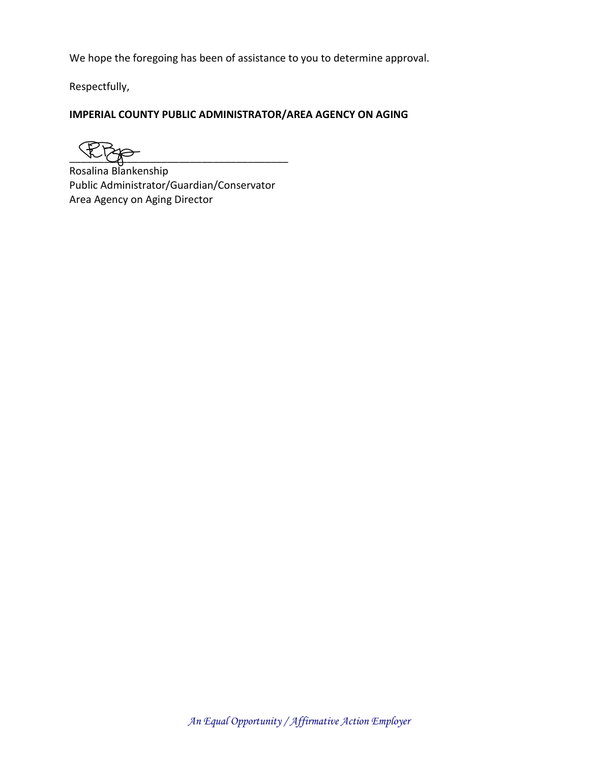We hope the foregoing has been of assistance to you to determine approval.

Respectfully,

**IMPERIAL COUNTY PUBLIC ADMINISTRATOR/AREA AGENCY ON AGING**

\_\_\_\_\_\_\_\_\_\_\_\_\_\_\_\_\_\_\_\_\_\_\_\_\_\_\_\_\_\_\_\_\_\_\_\_\_\_\_\_

Rosalina Blankenship
Public Administrator/Guardian/Conservator
Area Agency on Aging Director

*An Equal Opportunity / Affirmative Action Employer*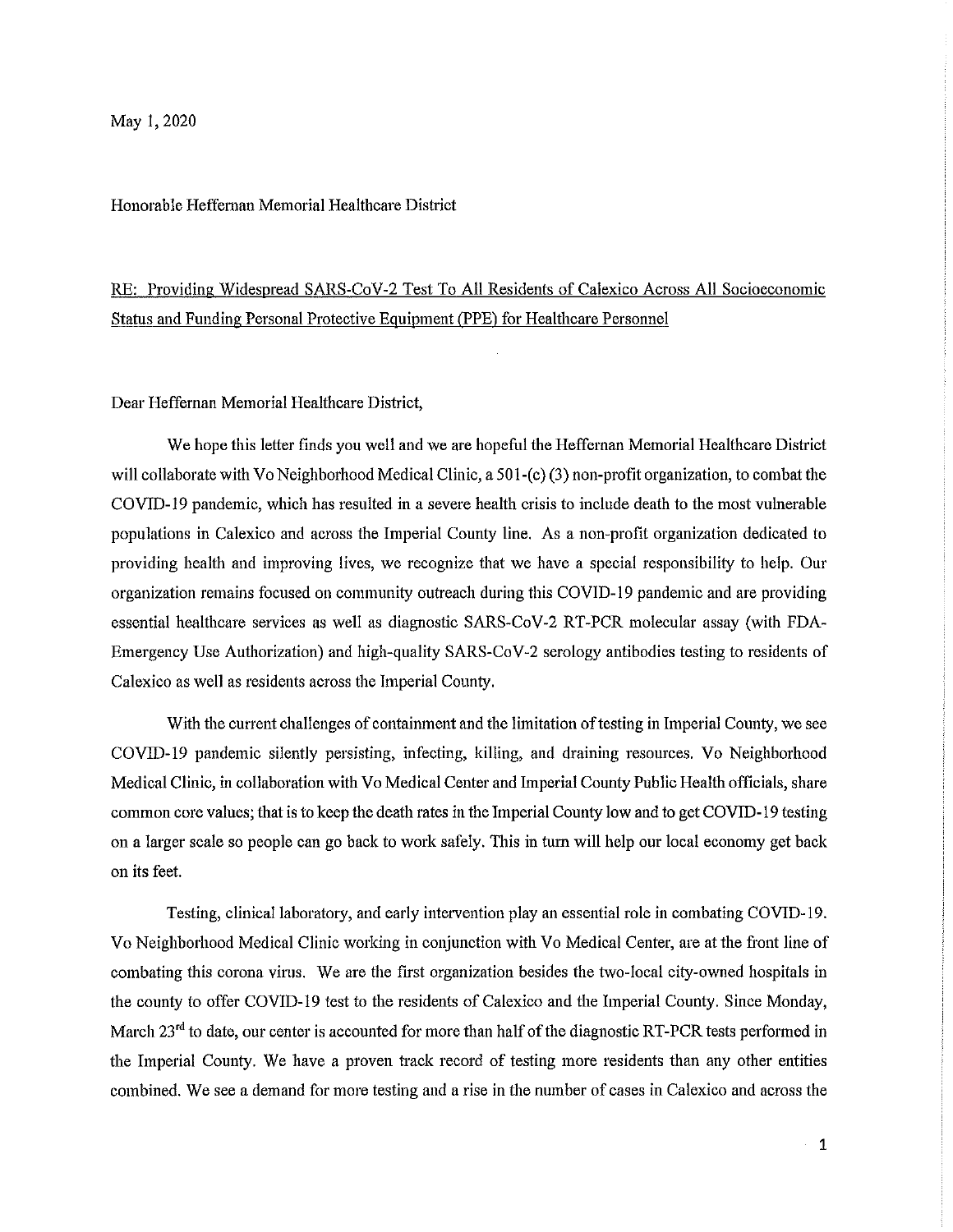May 1, 2020

Honorable Heffernan Memorial Healthcare District

RE: Providing Widespread SARS-CoV-2 Test To All Residents of Calexico Across All Socioeconomic Status and Funding Personal Protective Equipment (PPE) for Healthcare Personnel

Dear Heffernan Memorial Healthcare District,

We hope this letter finds you well and we are hopeful the Heffernan Memorial Healthcare District will collaborate with Vo Neighborhood Medical Clinic, a 501-(c) (3) non-profit organization, to combat the COVID-19 pandemic, which has resulted in a severe health crisis to include death to the most vulnerable populations in Calexico and across the Imperial County line. As a non-profit organization dedicated to providing health and improving lives, we recognize that we have a special responsibility to help. Our organization remains focused on community outreach during this COVID-19 pandemic and are providing essential healthcare services as well as diagnostic SARS-CoV-2 RT-PCR molecular assay (with FDA-Emergency Use Authorization) and high-quality SARS-CoV-2 serology antibodies testing to residents of Calexico as well as residents across the Imperial County.

With the current challenges of containment and the limitation of testing in Imperial County, we see COVID-19 pandemic silently persisting, infecting, killing, and draining resources. Vo Neighborhood Medical Clinic, in collaboration with Vo Medical Center and Imperial County Public Health officials, share common core values; that is to keep the death rates in the Imperial County low and to get COVID-19 testing on a larger scale so people can go back to work safely. This in turn will help our local economy get back on its feet.

Testing, clinical laboratory, and early intervention play an essential role in combating COVID-19. Vo Neighborhood Medical Clinic working in conjunction with Vo Medical Center, are at the front line of combating this corona virus. We are the first organization besides the two-local city-owned hospitals in the county to offer COVID-19 test to the residents of Calexico and the Imperial County. Since Monday, March 23rd to date, our center is accounted for more than half of the diagnostic RT-PCR tests performed in the Imperial County. We have a proven track record of testing more residents than any other entities combined. We see a demand for more testing and a rise in the number of cases in Calexico and across the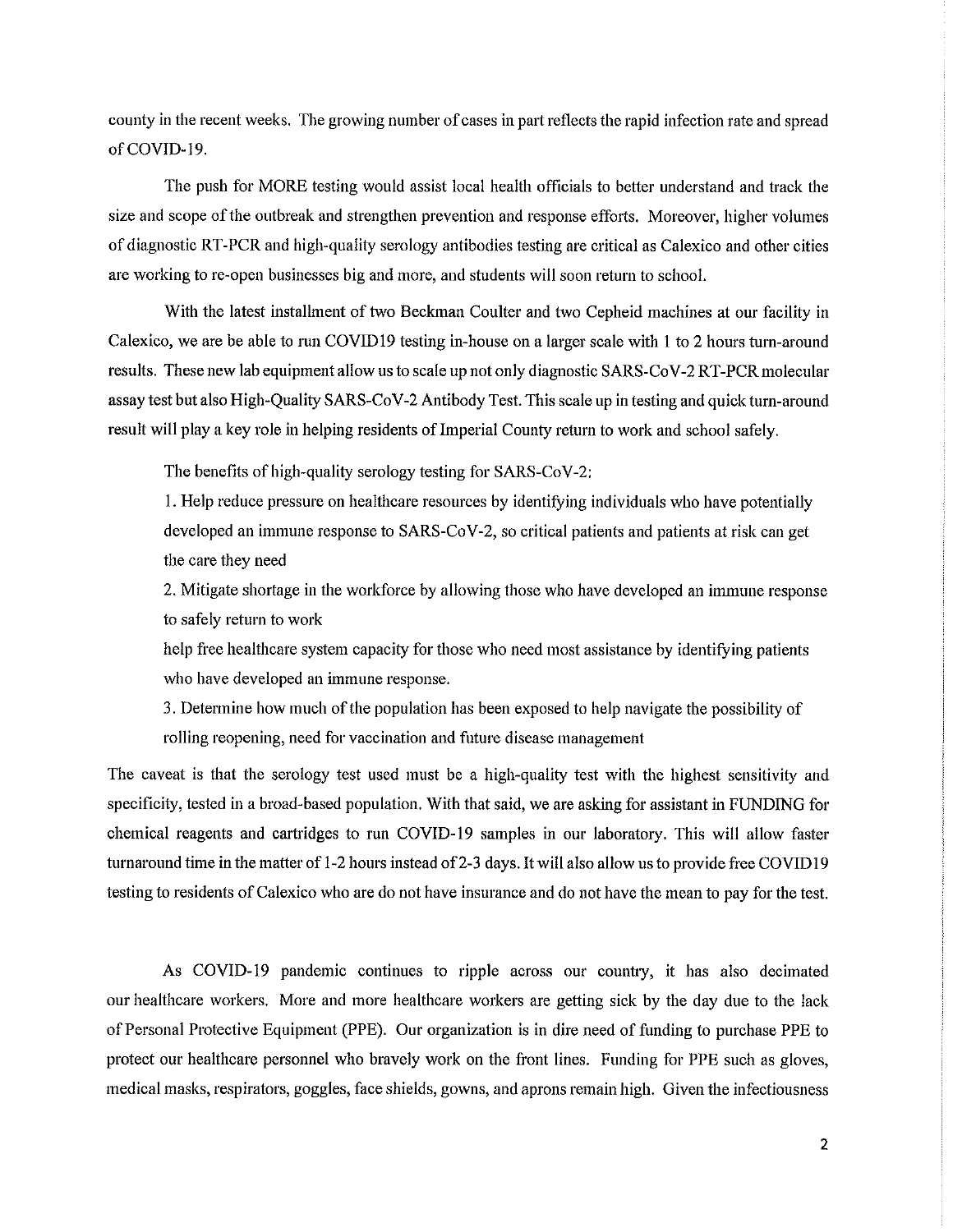county in the recent weeks. The growing number of cases in part reflects the rapid infection rate and spread of COVID-19.

The push for MORE testing would assist local health officials to better understand and track the size and scope of the outbreak and strengthen prevention and response efforts. Moreover, higher volumes of diagnostic RT-PCR and high-quality serology antibodies testing are critical as Calexico and other cities are working to re-open businesses big and more, and students will soon return to school.

With the latest installment of two Beckman Coulter and two Cepheid machines at our facility in Calexico, we are be able to run COVID19 testing in-house on a larger scale with 1 to 2 hours turn-around results. These new lab equipment allow us to scale up not only diagnostic SARS-CoV-2 RT-PCR molecular assay test but also High-Quality SARS-CoV-2 Antibody Test. This scale up in testing and quick turn-around result will play a key role in helping residents of Imperial County return to work and school safely.

The benefits of high-quality serology testing for SARS-CoV-2:

1. Help reduce pressure on healthcare resources by identifying individuals who have potentially developed an immune response to SARS-CoV-2, so critical patients and patients at risk can get the care they need
2. Mitigate shortage in the workforce by allowing those who have developed an immune response to safely return to work
   help free healthcare system capacity for those who need most assistance by identifying patients who have developed an immune response.
3. Determine how much of the population has been exposed to help navigate the possibility of rolling reopening, need for vaccination and future disease management

The caveat is that the serology test used must be a high-quality test with the highest sensitivity and specificity, tested in a broad-based population. With that said, we are asking for assistant in FUNDING for chemical reagents and cartridges to run COVID-19 samples in our laboratory. This will allow faster turnaround time in the matter of 1-2 hours instead of 2-3 days. It will also allow us to provide free COVID19 testing to residents of Calexico who are do not have insurance and do not have the mean to pay for the test.

As COVID-19 pandemic continues to ripple across our country, it has also decimated our healthcare workers. More and more healthcare workers are getting sick by the day due to the lack of Personal Protective Equipment (PPE). Our organization is in dire need of funding to purchase PPE to protect our healthcare personnel who bravely work on the front lines. Funding for PPE such as gloves, medical masks, respirators, goggles, face shields, gowns, and aprons remain high. Given the infectiousness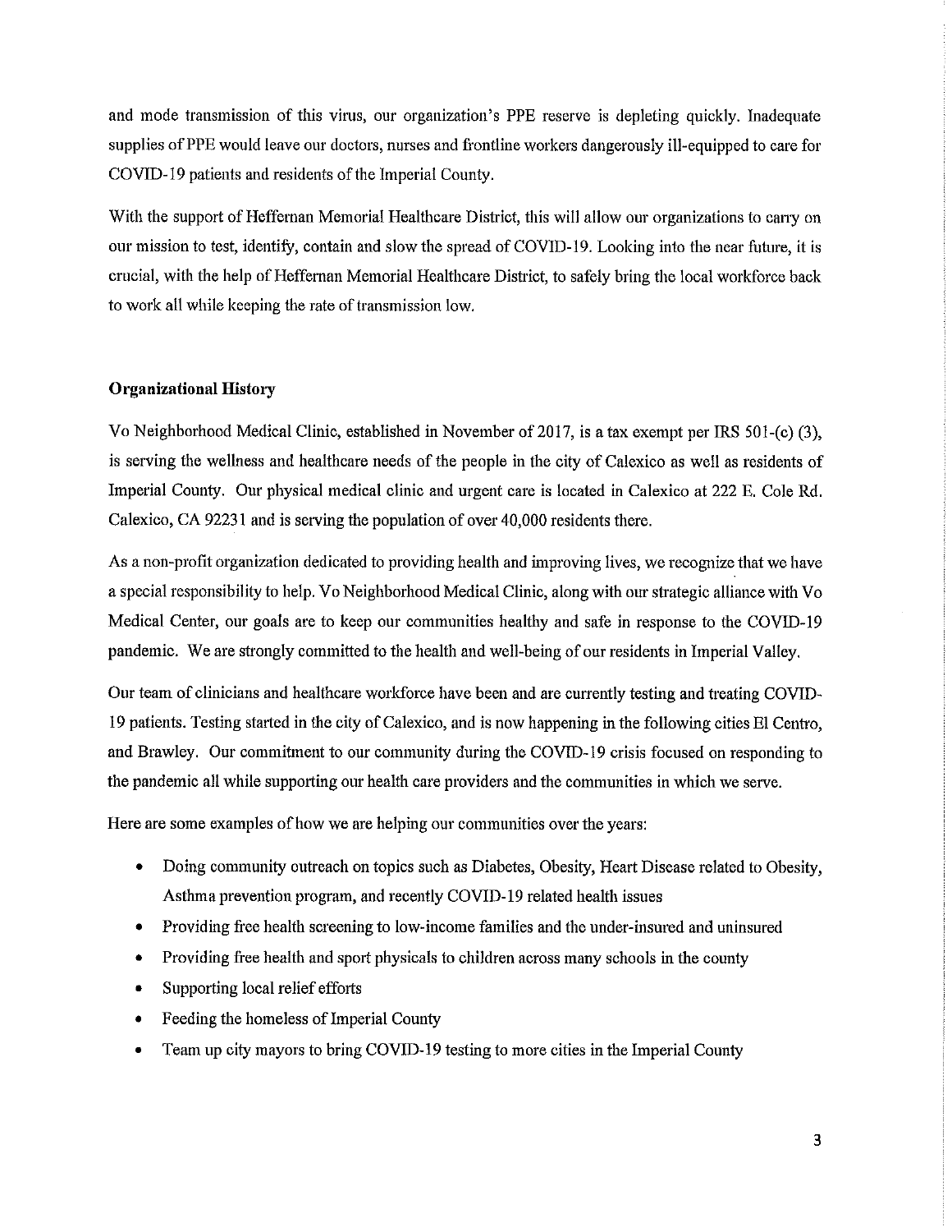and mode transmission of this virus, our organization's PPE reserve is depleting quickly. Inadequate supplies of PPE would leave our doctors, nurses and frontline workers dangerously ill-equipped to care for COVID-19 patients and residents of the Imperial County.

With the support of Heffernan Memorial Healthcare District, this will allow our organizations to carry on our mission to test, identify, contain and slow the spread of COVID-19. Looking into the near future, it is crucial, with the help of Heffernan Memorial Healthcare District, to safely bring the local workforce back to work all while keeping the rate of transmission low.

**Organizational History**

Vo Neighborhood Medical Clinic, established in November of 2017, is a tax exempt per IRS 501-(c) (3), is serving the wellness and healthcare needs of the people in the city of Calexico as well as residents of Imperial County. Our physical medical clinic and urgent care is located in Calexico at 222 E. Cole Rd. Calexico, CA 92231 and is serving the population of over 40,000 residents there.

As a non-profit organization dedicated to providing health and improving lives, we recognize that we have a special responsibility to help. Vo Neighborhood Medical Clinic, along with our strategic alliance with Vo Medical Center, our goals are to keep our communities healthy and safe in response to the COVID-19 pandemic. We are strongly committed to the health and well-being of our residents in Imperial Valley.

Our team of clinicians and healthcare workforce have been and are currently testing and treating COVID-19 patients. Testing started in the city of Calexico, and is now happening in the following cities El Centro, and Brawley. Our commitment to our community during the COVID-19 crisis focused on responding to the pandemic all while supporting our health care providers and the communities in which we serve.

Here are some examples of how we are helping our communities over the years:

- Doing community outreach on topics such as Diabetes, Obesity, Heart Disease related to Obesity, Asthma prevention program, and recently COVID-19 related health issues
- Providing free health screening to low-income families and the under-insured and uninsured
- Providing free health and sport physicals to children across many schools in the county
- Supporting local relief efforts
- Feeding the homeless of Imperial County
- Team up city mayors to bring COVID-19 testing to more cities in the Imperial County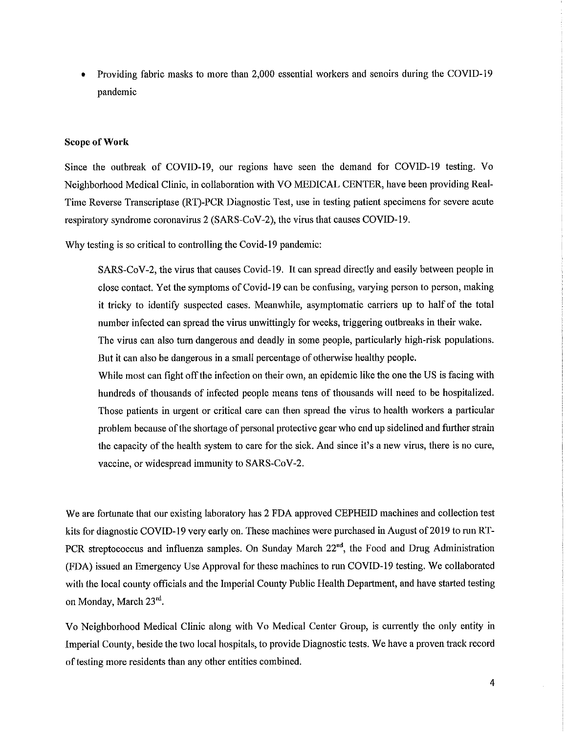- Providing fabric masks to more than 2,000 essential workers and senoirs during the COVID-19 pandemic

**Scope of Work**

Since the outbreak of COVID-19, our regions have seen the demand for COVID-19 testing. Vo Neighborhood Medical Clinic, in collaboration with VO MEDICAL CENTER, have been providing Real-Time Reverse Transcriptase (RT)-PCR Diagnostic Test, use in testing patient specimens for severe acute respiratory syndrome coronavirus 2 (SARS-CoV-2), the virus that causes COVID-19.

Why testing is so critical to controlling the Covid-19 pandemic:

> SARS-CoV-2, the virus that causes Covid-19. It can spread directly and easily between people in close contact. Yet the symptoms of Covid-19 can be confusing, varying person to person, making it tricky to identify suspected cases. Meanwhile, asymptomatic carriers up to half of the total number infected can spread the virus unwittingly for weeks, triggering outbreaks in their wake.
>
> The virus can also turn dangerous and deadly in some people, particularly high-risk populations. But it can also be dangerous in a small percentage of otherwise healthy people.
>
> While most can fight off the infection on their own, an epidemic like the one the US is facing with hundreds of thousands of infected people means tens of thousands will need to be hospitalized. Those patients in urgent or critical care can then spread the virus to health workers a particular problem because of the shortage of personal protective gear who end up sidelined and further strain the capacity of the health system to care for the sick. And since it's a new virus, there is no cure, vaccine, or widespread immunity to SARS-CoV-2.

We are fortunate that our existing laboratory has 2 FDA approved CEPHEID machines and collection test kits for diagnostic COVID-19 very early on. These machines were purchased in August of 2019 to run RT-PCR streptococcus and influenza samples. On Sunday March 22nd, the Food and Drug Administration (FDA) issued an Emergency Use Approval for these machines to run COVID-19 testing. We collaborated with the local county officials and the Imperial County Public Health Department, and have started testing on Monday, March 23rd.

Vo Neighborhood Medical Clinic along with Vo Medical Center Group, is currently the only entity in Imperial County, beside the two local hospitals, to provide Diagnostic tests. We have a proven track record of testing more residents than any other entities combined.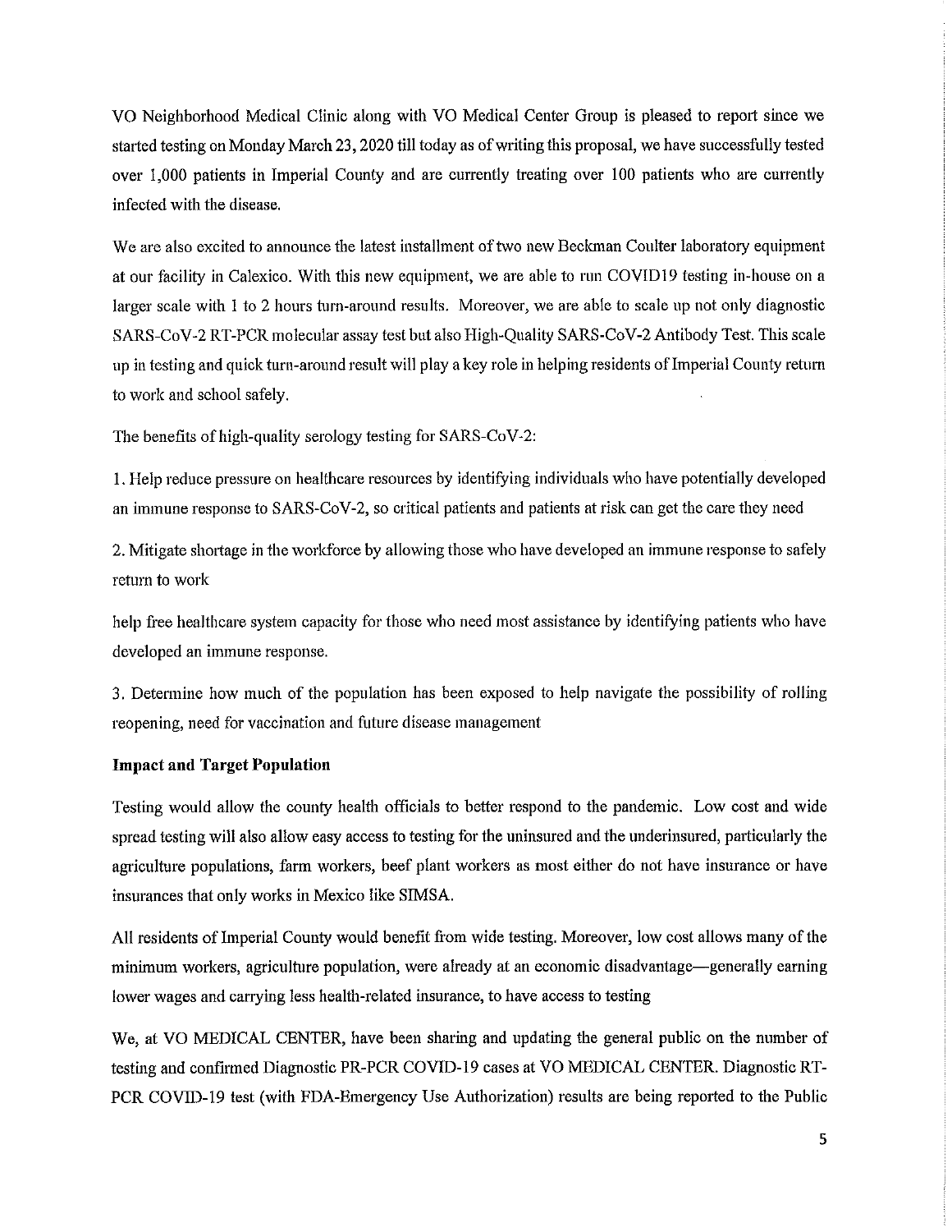VO Neighborhood Medical Clinic along with VO Medical Center Group is pleased to report since we started testing on Monday March 23, 2020 till today as of writing this proposal, we have successfully tested over 1,000 patients in Imperial County and are currently treating over 100 patients who are currently infected with the disease.

We are also excited to announce the latest installment of two new Beckman Coulter laboratory equipment at our facility in Calexico. With this new equipment, we are able to run COVID19 testing in-house on a larger scale with 1 to 2 hours turn-around results. Moreover, we are able to scale up not only diagnostic SARS-CoV-2 RT-PCR molecular assay test but also High-Quality SARS-CoV-2 Antibody Test. This scale up in testing and quick turn-around result will play a key role in helping residents of Imperial County return to work and school safely.

The benefits of high-quality serology testing for SARS-CoV-2:

1. Help reduce pressure on healthcare resources by identifying individuals who have potentially developed an immune response to SARS-CoV-2, so critical patients and patients at risk can get the care they need

2. Mitigate shortage in the workforce by allowing those who have developed an immune response to safely return to work

help free healthcare system capacity for those who need most assistance by identifying patients who have developed an immune response.

3. Determine how much of the population has been exposed to help navigate the possibility of rolling reopening, need for vaccination and future disease management

**Impact and Target Population**

Testing would allow the county health officials to better respond to the pandemic. Low cost and wide spread testing will also allow easy access to testing for the uninsured and the underinsured, particularly the agriculture populations, farm workers, beef plant workers as most either do not have insurance or have insurances that only works in Mexico like SIMSA.

All residents of Imperial County would benefit from wide testing. Moreover, low cost allows many of the minimum workers, agriculture population, were already at an economic disadvantage—generally earning lower wages and carrying less health-related insurance, to have access to testing

We, at VO MEDICAL CENTER, have been sharing and updating the general public on the number of testing and confirmed Diagnostic PR-PCR COVID-19 cases at VO MEDICAL CENTER. Diagnostic RT-PCR COVID-19 test (with FDA-Emergency Use Authorization) results are being reported to the Public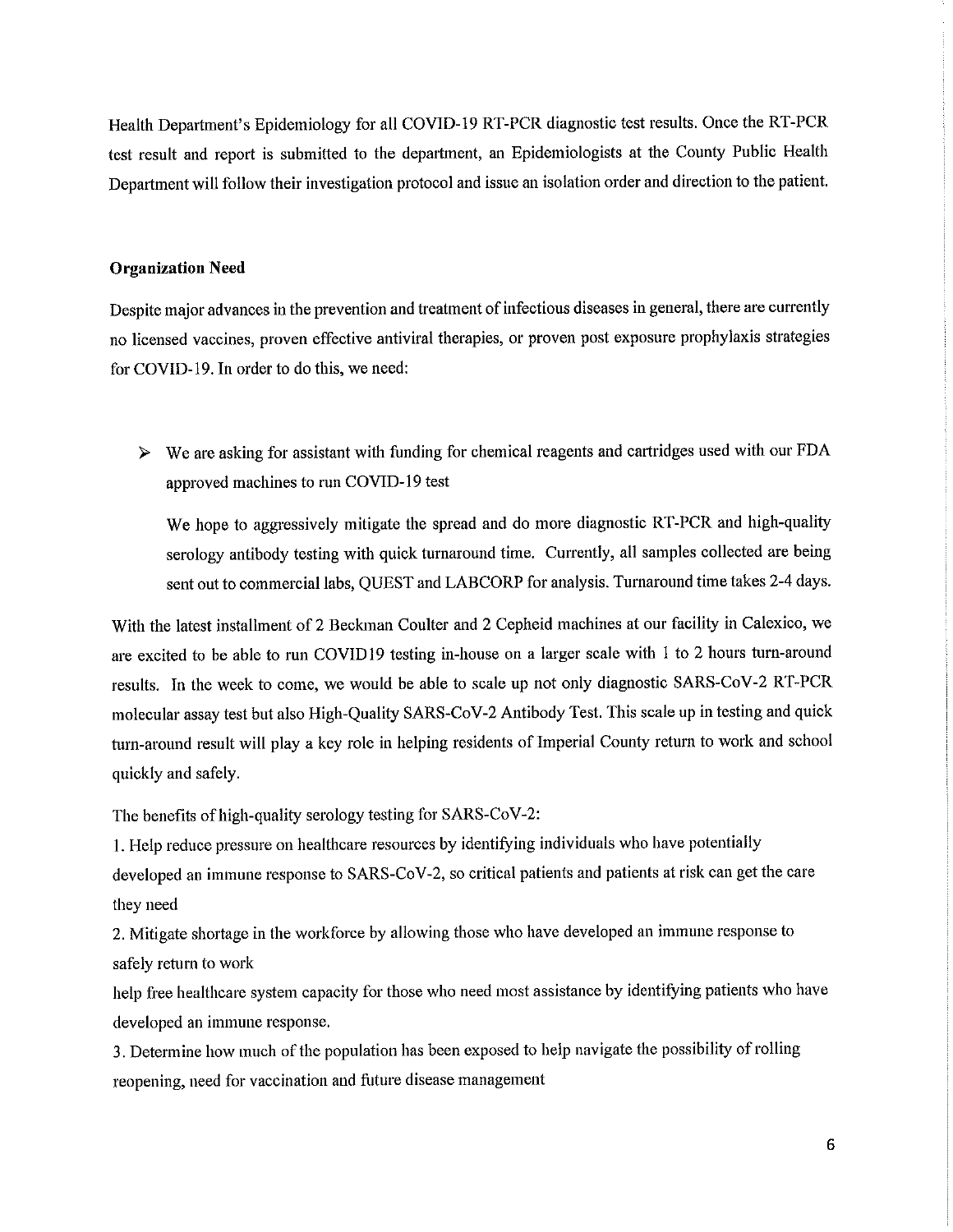Health Department's Epidemiology for all COVID-19 RT-PCR diagnostic test results. Once the RT-PCR test result and report is submitted to the department, an Epidemiologists at the County Public Health Department will follow their investigation protocol and issue an isolation order and direction to the patient.

**Organization Need**

Despite major advances in the prevention and treatment of infectious diseases in general, there are currently no licensed vaccines, proven effective antiviral therapies, or proven post exposure prophylaxis strategies for COVID-19. In order to do this, we need:

- We are asking for assistant with funding for chemical reagents and cartridges used with our FDA approved machines to run COVID-19 test

  We hope to aggressively mitigate the spread and do more diagnostic RT-PCR and high-quality serology antibody testing with quick turnaround time. Currently, all samples collected are being sent out to commercial labs, QUEST and LABCORP for analysis. Turnaround time takes 2-4 days.

With the latest installment of 2 Beckman Coulter and 2 Cepheid machines at our facility in Calexico, we are excited to be able to run COVID19 testing in-house on a larger scale with 1 to 2 hours turn-around results. In the week to come, we would be able to scale up not only diagnostic SARS-CoV-2 RT-PCR molecular assay test but also High-Quality SARS-CoV-2 Antibody Test. This scale up in testing and quick turn-around result will play a key role in helping residents of Imperial County return to work and school quickly and safely.

The benefits of high-quality serology testing for SARS-CoV-2:

1. Help reduce pressure on healthcare resources by identifying individuals who have potentially developed an immune response to SARS-CoV-2, so critical patients and patients at risk can get the care they need
2. Mitigate shortage in the workforce by allowing those who have developed an immune response to safely return to work
   help free healthcare system capacity for those who need most assistance by identifying patients who have developed an immune response.
3. Determine how much of the population has been exposed to help navigate the possibility of rolling reopening, need for vaccination and future disease management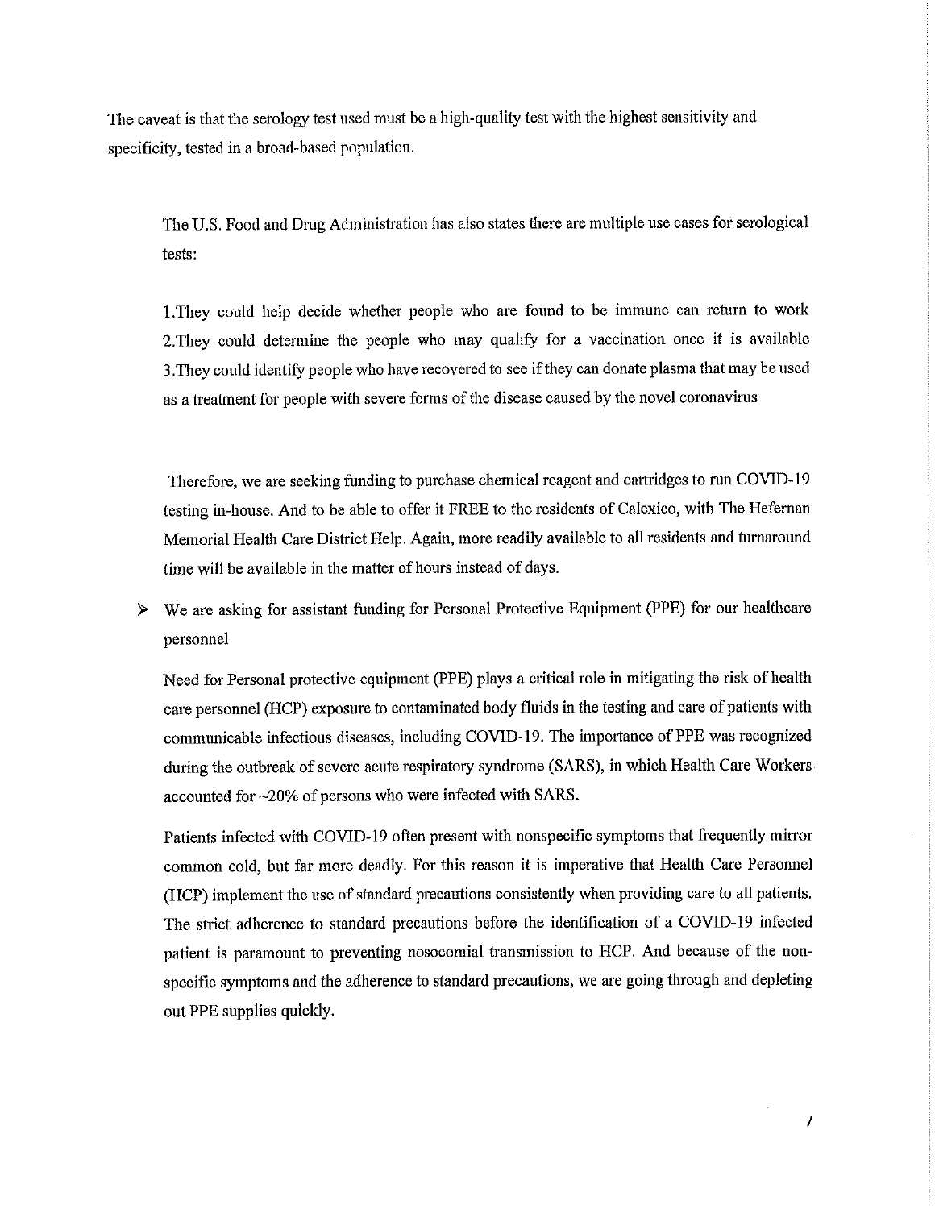The caveat is that the serology test used must be a high-quality test with the highest sensitivity and specificity, tested in a broad-based population.

The U.S. Food and Drug Administration has also states there are multiple use cases for serological tests:

1.They could help decide whether people who are found to be immune can return to work
2.They could determine the people who may qualify for a vaccination once it is available
3.They could identify people who have recovered to see if they can donate plasma that may be used as a treatment for people with severe forms of the disease caused by the novel coronavirus

Therefore, we are seeking funding to purchase chemical reagent and cartridges to run COVID-19 testing in-house. And to be able to offer it FREE to the residents of Calexico, with The Hefernan Memorial Health Care District Help. Again, more readily available to all residents and turnaround time will be available in the matter of hours instead of days.

- We are asking for assistant funding for Personal Protective Equipment (PPE) for our healthcare personnel

Need for Personal protective equipment (PPE) plays a critical role in mitigating the risk of health care personnel (HCP) exposure to contaminated body fluids in the testing and care of patients with communicable infectious diseases, including COVID-19. The importance of PPE was recognized during the outbreak of severe acute respiratory syndrome (SARS), in which Health Care Workers accounted for ~20% of persons who were infected with SARS.

Patients infected with COVID-19 often present with nonspecific symptoms that frequently mirror common cold, but far more deadly. For this reason it is imperative that Health Care Personnel (HCP) implement the use of standard precautions consistently when providing care to all patients. The strict adherence to standard precautions before the identification of a COVID-19 infected patient is paramount to preventing nosocomial transmission to HCP. And because of the non-specific symptoms and the adherence to standard precautions, we are going through and depleting out PPE supplies quickly.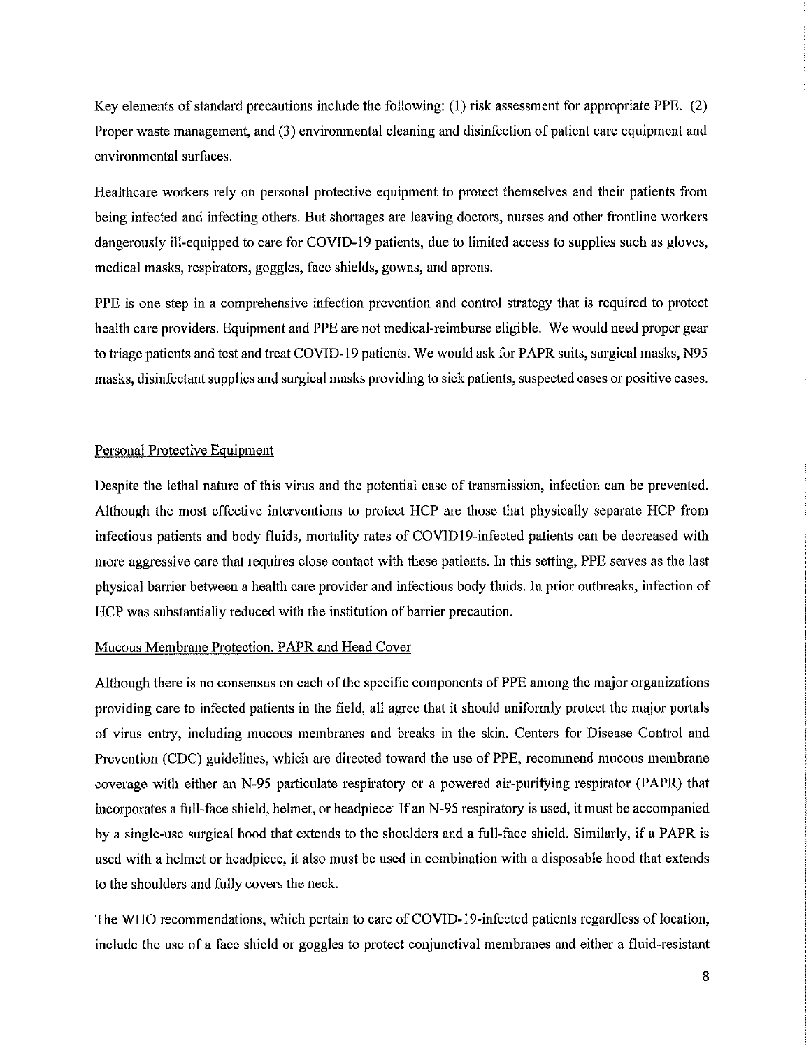Key elements of standard precautions include the following: (1) risk assessment for appropriate PPE. (2) Proper waste management, and (3) environmental cleaning and disinfection of patient care equipment and environmental surfaces.

Healthcare workers rely on personal protective equipment to protect themselves and their patients from being infected and infecting others. But shortages are leaving doctors, nurses and other frontline workers dangerously ill-equipped to care for COVID-19 patients, due to limited access to supplies such as gloves, medical masks, respirators, goggles, face shields, gowns, and aprons.

PPE is one step in a comprehensive infection prevention and control strategy that is required to protect health care providers. Equipment and PPE are not medical-reimburse eligible. We would need proper gear to triage patients and test and treat COVID-19 patients. We would ask for PAPR suits, surgical masks, N95 masks, disinfectant supplies and surgical masks providing to sick patients, suspected cases or positive cases.

<u>Personal Protective Equipment</u>

Despite the lethal nature of this virus and the potential ease of transmission, infection can be prevented. Although the most effective interventions to protect HCP are those that physically separate HCP from infectious patients and body fluids, mortality rates of COVID19-infected patients can be decreased with more aggressive care that requires close contact with these patients. In this setting, PPE serves as the last physical barrier between a health care provider and infectious body fluids. In prior outbreaks, infection of HCP was substantially reduced with the institution of barrier precaution.

<u>Mucous Membrane Protection, PAPR and Head Cover</u>

Although there is no consensus on each of the specific components of PPE among the major organizations providing care to infected patients in the field, all agree that it should uniformly protect the major portals of virus entry, including mucous membranes and breaks in the skin. Centers for Disease Control and Prevention (CDC) guidelines, which are directed toward the use of PPE, recommend mucous membrane coverage with either an N-95 particulate respiratory or a powered air-purifying respirator (PAPR) that incorporates a full-face shield, helmet, or headpiece. If an N-95 respiratory is used, it must be accompanied by a single-use surgical hood that extends to the shoulders and a full-face shield. Similarly, if a PAPR is used with a helmet or headpiece, it also must be used in combination with a disposable hood that extends to the shoulders and fully covers the neck.

The WHO recommendations, which pertain to care of COVID-19-infected patients regardless of location, include the use of a face shield or goggles to protect conjunctival membranes and either a fluid-resistant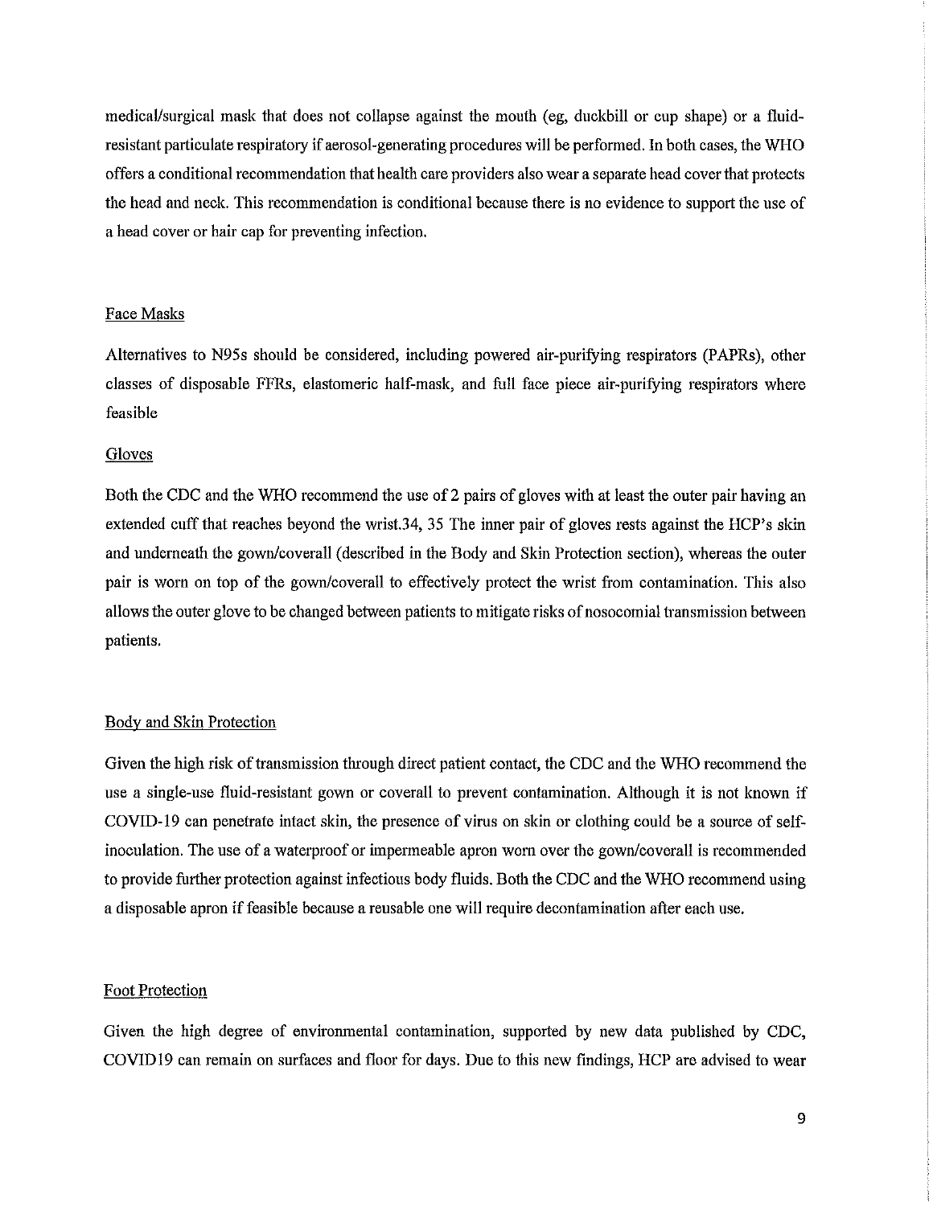medical/surgical mask that does not collapse against the mouth (eg, duckbill or cup shape) or a fluid-resistant particulate respiratory if aerosol-generating procedures will be performed. In both cases, the WHO offers a conditional recommendation that health care providers also wear a separate head cover that protects the head and neck. This recommendation is conditional because there is no evidence to support the use of a head cover or hair cap for preventing infection.

## Face Masks

Alternatives to N95s should be considered, including powered air-purifying respirators (PAPRs), other classes of disposable FFRs, elastomeric half-mask, and full face piece air-purifying respirators where feasible

## Gloves

Both the CDC and the WHO recommend the use of 2 pairs of gloves with at least the outer pair having an extended cuff that reaches beyond the wrist.34, 35 The inner pair of gloves rests against the HCP's skin and underneath the gown/coverall (described in the Body and Skin Protection section), whereas the outer pair is worn on top of the gown/coverall to effectively protect the wrist from contamination. This also allows the outer glove to be changed between patients to mitigate risks of nosocomial transmission between patients.

## Body and Skin Protection

Given the high risk of transmission through direct patient contact, the CDC and the WHO recommend the use a single-use fluid-resistant gown or coverall to prevent contamination. Although it is not known if COVID-19 can penetrate intact skin, the presence of virus on skin or clothing could be a source of self-inoculation. The use of a waterproof or impermeable apron worn over the gown/coverall is recommended to provide further protection against infectious body fluids. Both the CDC and the WHO recommend using a disposable apron if feasible because a reusable one will require decontamination after each use.

## Foot Protection

Given the high degree of environmental contamination, supported by new data published by CDC, COVID19 can remain on surfaces and floor for days. Due to this new findings, HCP are advised to wear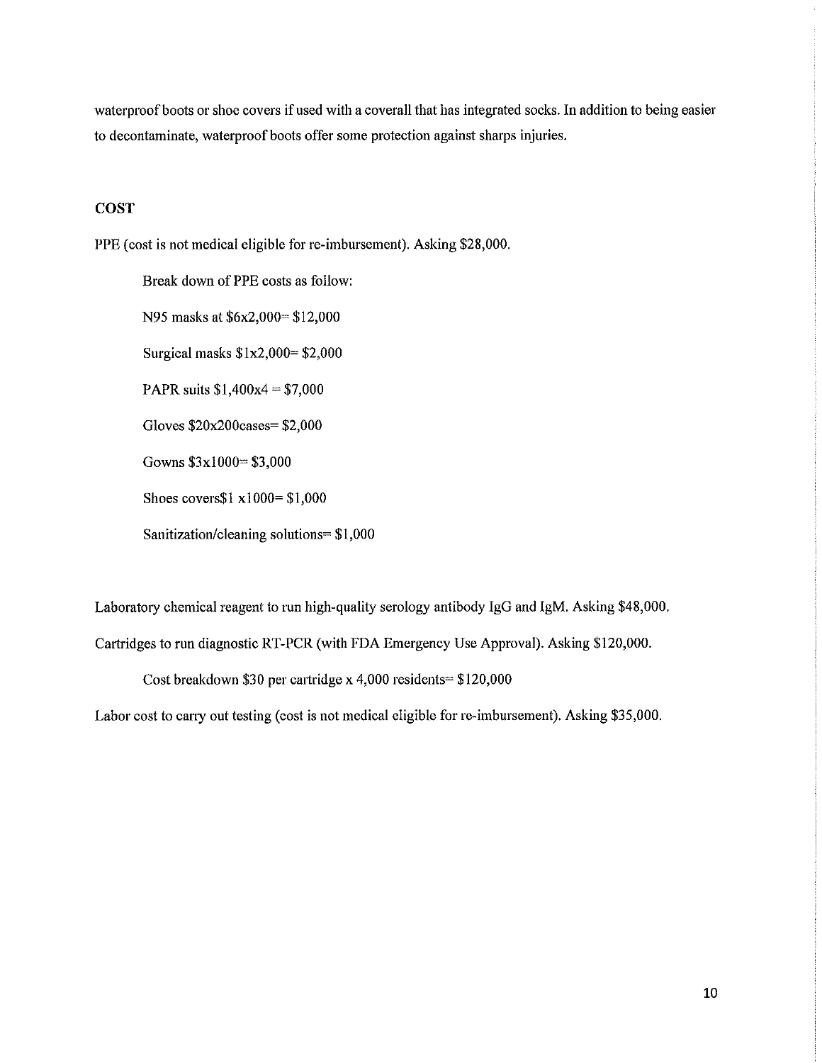waterproof boots or shoe covers if used with a coverall that has integrated socks. In addition to being easier to decontaminate, waterproof boots offer some protection against sharps injuries.

### COST

PPE (cost is not medical eligible for re-imbursement). Asking $28,000.

> Break down of PPE costs as follow:
>
> N95 masks at $6x2,000= $12,000
>
> Surgical masks $1x2,000= $2,000
>
> PAPR suits $1,400x4 = $7,000
>
> Gloves $20x200cases= $2,000
>
> Gowns $3x1000= $3,000
>
> Shoes covers$1 x1000= $1,000
>
> Sanitization/cleaning solutions= $1,000

Laboratory chemical reagent to run high-quality serology antibody IgG and IgM. Asking $48,000.

Cartridges to run diagnostic RT-PCR (with FDA Emergency Use Approval). Asking $120,000.

> Cost breakdown $30 per cartridge x 4,000 residents= $120,000

Labor cost to carry out testing (cost is not medical eligible for re-imbursement). Asking $35,000.